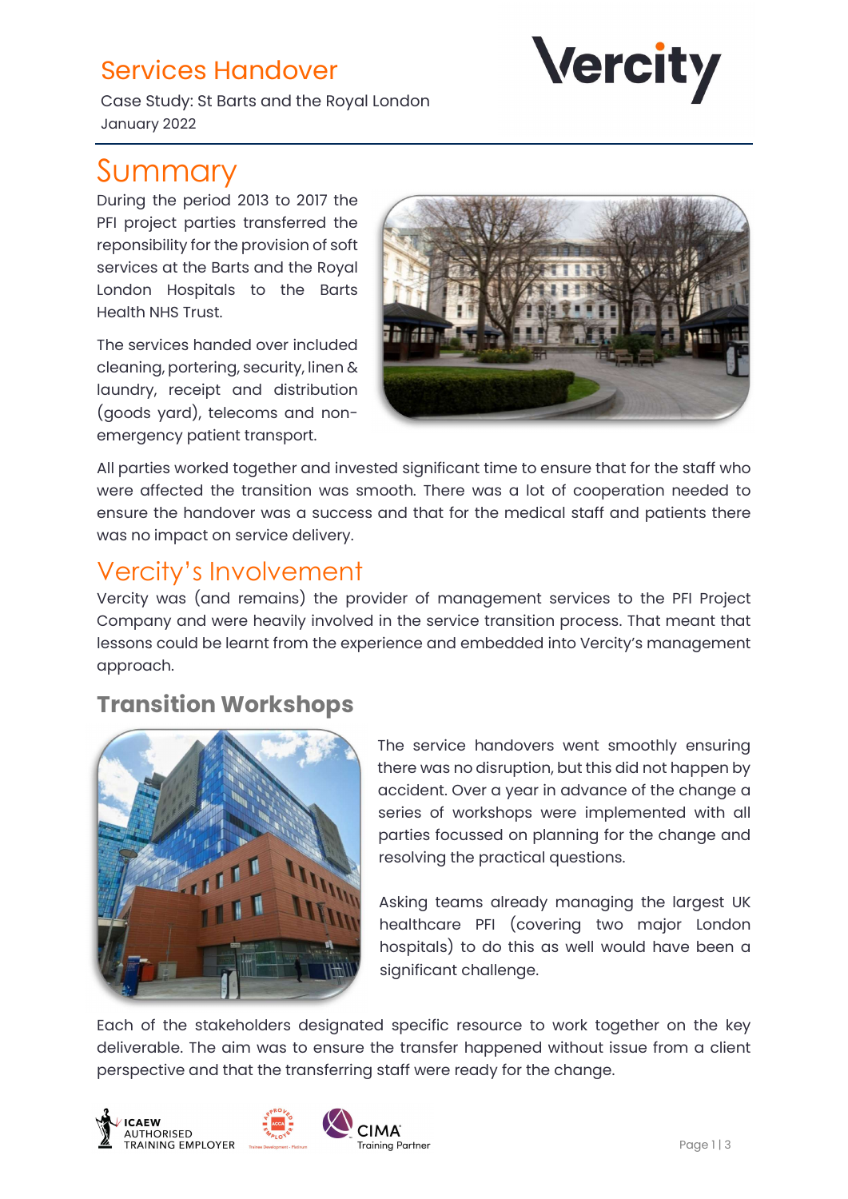# Services Handover

Case Study: St Barts and the Royal London
January 2022

## Summary

During the period 2013 to 2017 the PFI project parties transferred the reponsibility for the provision of soft services at the Barts and the Royal London Hospitals to the Barts Health NHS Trust.

The services handed over included cleaning, portering, security, linen & laundry, receipt and distribution (goods yard), telecoms and non-emergency patient transport.

All parties worked together and invested significant time to ensure that for the staff who were affected the transition was smooth. There was a lot of cooperation needed to ensure the handover was a success and that for the medical staff and patients there was no impact on service delivery.

## Vercity's Involvement

Vercity was (and remains) the provider of management services to the PFI Project Company and were heavily involved in the service transition process. That meant that lessons could be learnt from the experience and embedded into Vercity's management approach.

### Transition Workshops

The service handovers went smoothly ensuring there was no disruption, but this did not happen by accident. Over a year in advance of the change a series of workshops were implemented with all parties focussed on planning for the change and resolving the practical questions.

Asking teams already managing the largest UK healthcare PFI (covering two major London hospitals) to do this as well would have been a significant challenge.

Each of the stakeholders designated specific resource to work together on the key deliverable. The aim was to ensure the transfer happened without issue from a client perspective and that the transferring staff were ready for the change.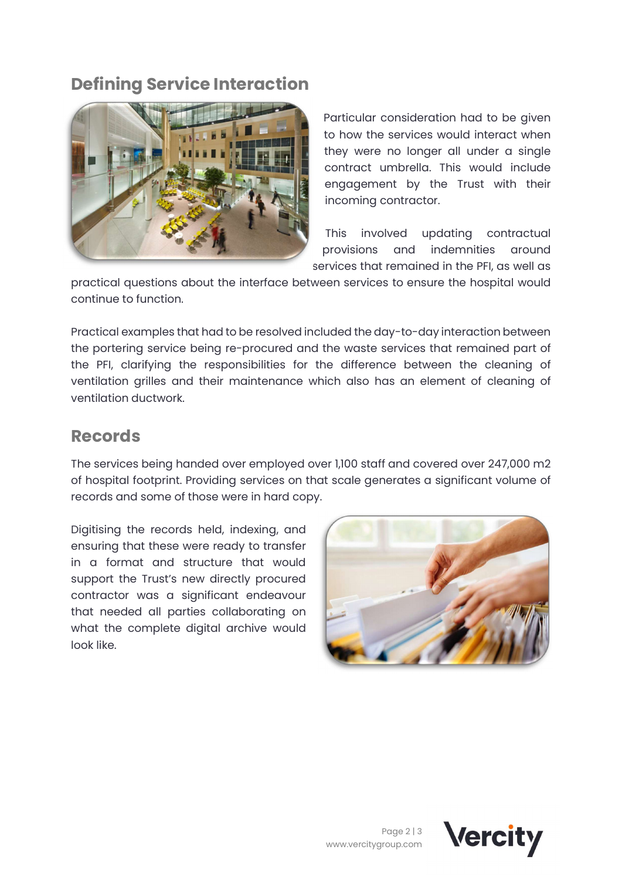## Defining Service Interaction

Particular consideration had to be given to how the services would interact when they were no longer all under a single contract umbrella. This would include engagement by the Trust with their incoming contractor.

This involved updating contractual provisions and indemnities around services that remained in the PFI, as well as practical questions about the interface between services to ensure the hospital would continue to function.

Practical examples that had to be resolved included the day-to-day interaction between the portering service being re-procured and the waste services that remained part of the PFI, clarifying the responsibilities for the difference between the cleaning of ventilation grilles and their maintenance which also has an element of cleaning of ventilation ductwork.

## Records

The services being handed over employed over 1,100 staff and covered over 247,000 m2 of hospital footprint. Providing services on that scale generates a significant volume of records and some of those were in hard copy.

Digitising the records held, indexing, and ensuring that these were ready to transfer in a format and structure that would support the Trust's new directly procured contractor was a significant endeavour that needed all parties collaborating on what the complete digital archive would look like.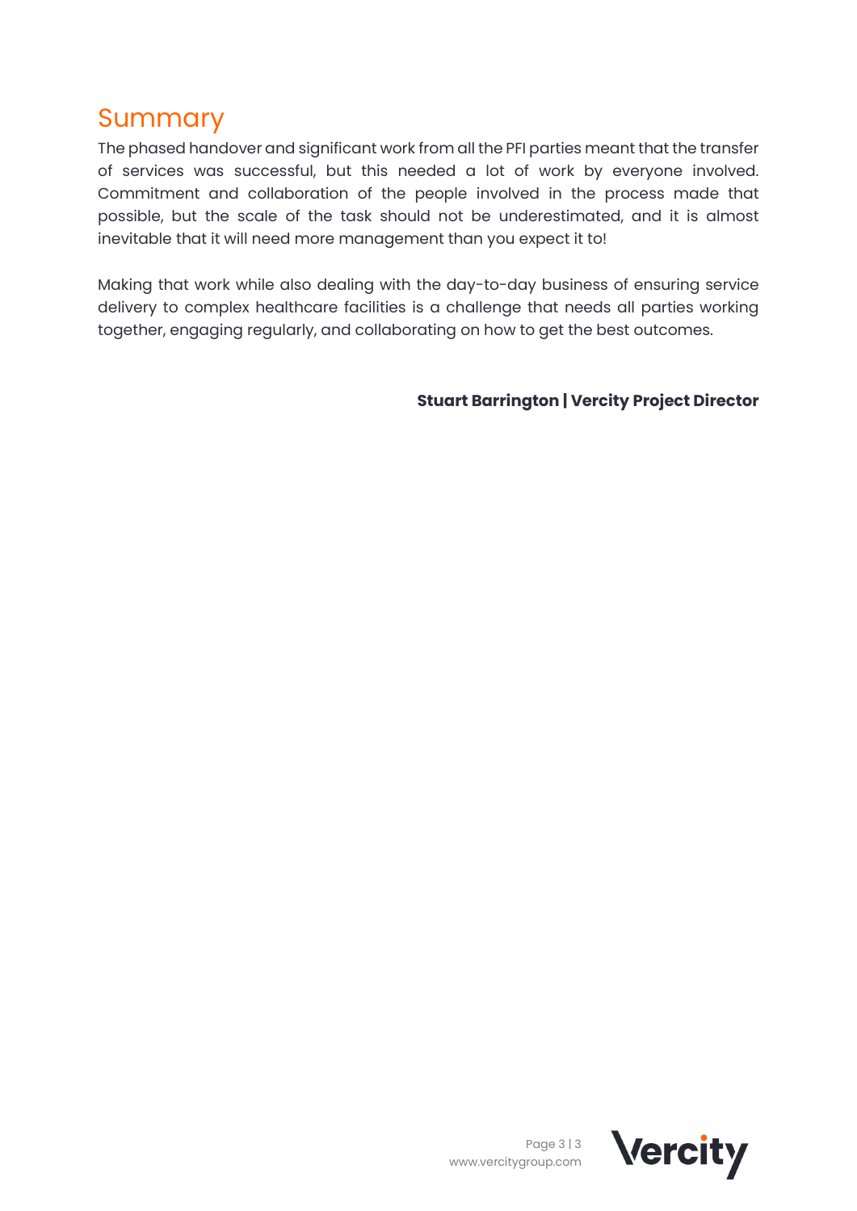## Summary

The phased handover and significant work from all the PFI parties meant that the transfer of services was successful, but this needed a lot of work by everyone involved. Commitment and collaboration of the people involved in the process made that possible, but the scale of the task should not be underestimated, and it is almost inevitable that it will need more management than you expect it to!

Making that work while also dealing with the day-to-day business of ensuring service delivery to complex healthcare facilities is a challenge that needs all parties working together, engaging regularly, and collaborating on how to get the best outcomes.

**Stuart Barrington | Vercity Project Director**